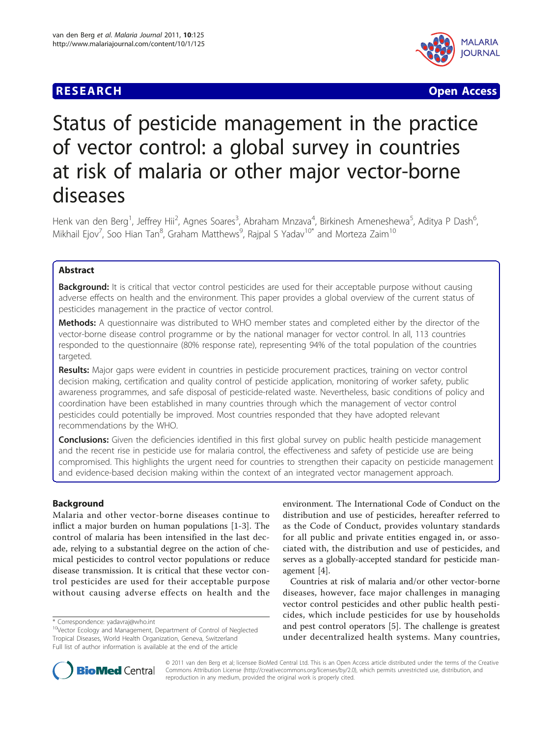RESEARCH Open Access

# Status of pesticide management in the practice of vector control: a global survey in countries at risk of malaria or other major vector-borne diseases

Henk van den Berg[1], Jeffrey Hii[2], Agnes Soares[3], Abraham Mnzava[4], Birkinesh Ameneshewa[5], Aditya P Dash[6], Mikhail Ejov[7], Soo Hian Tan[8], Graham Matthews[9], Rajpal S Yadav[10*] and Morteza Zaim[10]

## Abstract

**Background:** It is critical that vector control pesticides are used for their acceptable purpose without causing adverse effects on health and the environment. This paper provides a global overview of the current status of pesticides management in the practice of vector control.

**Methods:** A questionnaire was distributed to WHO member states and completed either by the director of the vector-borne disease control programme or by the national manager for vector control. In all, 113 countries responded to the questionnaire (80% response rate), representing 94% of the total population of the countries targeted.

**Results:** Major gaps were evident in countries in pesticide procurement practices, training on vector control decision making, certification and quality control of pesticide application, monitoring of worker safety, public awareness programmes, and safe disposal of pesticide-related waste. Nevertheless, basic conditions of policy and coordination have been established in many countries through which the management of vector control pesticides could potentially be improved. Most countries responded that they have adopted relevant recommendations by the WHO.

**Conclusions:** Given the deficiencies identified in this first global survey on public health pesticide management and the recent rise in pesticide use for malaria control, the effectiveness and safety of pesticide use are being compromised. This highlights the urgent need for countries to strengthen their capacity on pesticide management and evidence-based decision making within the context of an integrated vector management approach.

## Background

Malaria and other vector-borne diseases continue to inflict a major burden on human populations [1-3]. The control of malaria has been intensified in the last decade, relying to a substantial degree on the action of chemical pesticides to control vector populations or reduce disease transmission. It is critical that these vector control pesticides are used for their acceptable purpose without causing adverse effects on health and the environment. The International Code of Conduct on the distribution and use of pesticides, hereafter referred to as the Code of Conduct, provides voluntary standards for all public and private entities engaged in, or associated with, the distribution and use of pesticides, and serves as a globally-accepted standard for pesticide management [4].

Countries at risk of malaria and/or other vector-borne diseases, however, face major challenges in managing vector control pesticides and other public health pesticides, which include pesticides for use by households and pest control operators [5]. The challenge is greatest under decentralized health systems. Many countries,

\* Correspondence: yadavraj@who.int

[10]Vector Ecology and Management, Department of Control of Neglected Tropical Diseases, World Health Organization, Geneva, Switzerland

Full list of author information is available at the end of the article

© 2011 van den Berg et al; licensee BioMed Central Ltd. This is an Open Access article distributed under the terms of the Creative Commons Attribution License (http://creativecommons.org/licenses/by/2.0), which permits unrestricted use, distribution, and reproduction in any medium, provided the original work is properly cited.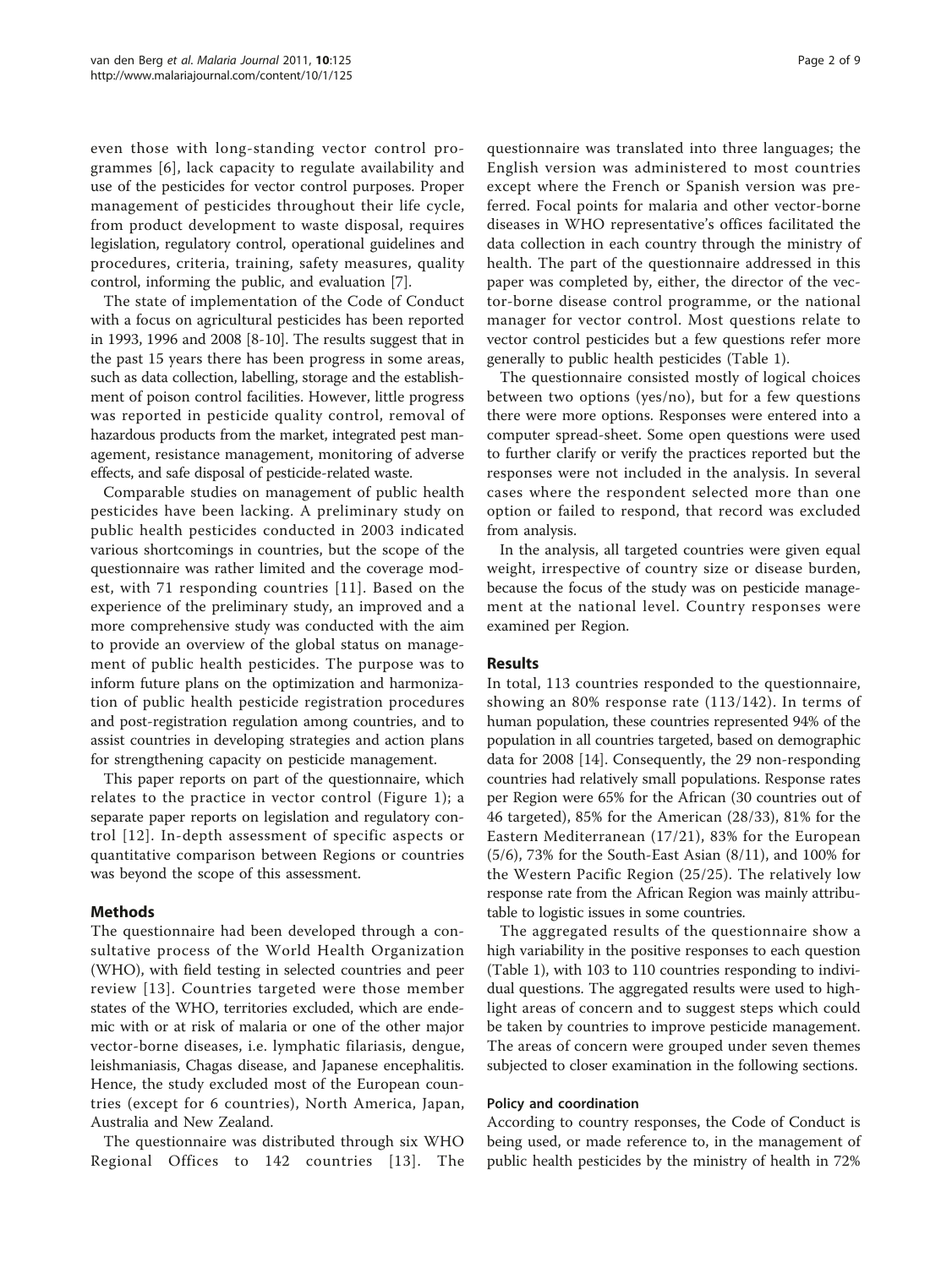even those with long-standing vector control programmes [6], lack capacity to regulate availability and use of the pesticides for vector control purposes. Proper management of pesticides throughout their life cycle, from product development to waste disposal, requires legislation, regulatory control, operational guidelines and procedures, criteria, training, safety measures, quality control, informing the public, and evaluation [7].

The state of implementation of the Code of Conduct with a focus on agricultural pesticides has been reported in 1993, 1996 and 2008 [8-10]. The results suggest that in the past 15 years there has been progress in some areas, such as data collection, labelling, storage and the establishment of poison control facilities. However, little progress was reported in pesticide quality control, removal of hazardous products from the market, integrated pest management, resistance management, monitoring of adverse effects, and safe disposal of pesticide-related waste.

Comparable studies on management of public health pesticides have been lacking. A preliminary study on public health pesticides conducted in 2003 indicated various shortcomings in countries, but the scope of the questionnaire was rather limited and the coverage modest, with 71 responding countries [11]. Based on the experience of the preliminary study, an improved and a more comprehensive study was conducted with the aim to provide an overview of the global status on management of public health pesticides. The purpose was to inform future plans on the optimization and harmonization of public health pesticide registration procedures and post-registration regulation among countries, and to assist countries in developing strategies and action plans for strengthening capacity on pesticide management.

This paper reports on part of the questionnaire, which relates to the practice in vector control (Figure 1); a separate paper reports on legislation and regulatory control [12]. In-depth assessment of specific aspects or quantitative comparison between Regions or countries was beyond the scope of this assessment.

## Methods

The questionnaire had been developed through a consultative process of the World Health Organization (WHO), with field testing in selected countries and peer review [13]. Countries targeted were those member states of the WHO, territories excluded, which are endemic with or at risk of malaria or one of the other major vector-borne diseases, i.e. lymphatic filariasis, dengue, leishmaniasis, Chagas disease, and Japanese encephalitis. Hence, the study excluded most of the European countries (except for 6 countries), North America, Japan, Australia and New Zealand.

The questionnaire was distributed through six WHO Regional Offices to 142 countries [13]. The questionnaire was translated into three languages; the English version was administered to most countries except where the French or Spanish version was preferred. Focal points for malaria and other vector-borne diseases in WHO representative's offices facilitated the data collection in each country through the ministry of health. The part of the questionnaire addressed in this paper was completed by, either, the director of the vector-borne disease control programme, or the national manager for vector control. Most questions relate to vector control pesticides but a few questions refer more generally to public health pesticides (Table 1).

The questionnaire consisted mostly of logical choices between two options (yes/no), but for a few questions there were more options. Responses were entered into a computer spread-sheet. Some open questions were used to further clarify or verify the practices reported but the responses were not included in the analysis. In several cases where the respondent selected more than one option or failed to respond, that record was excluded from analysis.

In the analysis, all targeted countries were given equal weight, irrespective of country size or disease burden, because the focus of the study was on pesticide management at the national level. Country responses were examined per Region.

## Results

In total, 113 countries responded to the questionnaire, showing an 80% response rate (113/142). In terms of human population, these countries represented 94% of the population in all countries targeted, based on demographic data for 2008 [14]. Consequently, the 29 non-responding countries had relatively small populations. Response rates per Region were 65% for the African (30 countries out of 46 targeted), 85% for the American (28/33), 81% for the Eastern Mediterranean (17/21), 83% for the European (5/6), 73% for the South-East Asian (8/11), and 100% for the Western Pacific Region (25/25). The relatively low response rate from the African Region was mainly attributable to logistic issues in some countries.

The aggregated results of the questionnaire show a high variability in the positive responses to each question (Table 1), with 103 to 110 countries responding to individual questions. The aggregated results were used to highlight areas of concern and to suggest steps which could be taken by countries to improve pesticide management. The areas of concern were grouped under seven themes subjected to closer examination in the following sections.

### Policy and coordination

According to country responses, the Code of Conduct is being used, or made reference to, in the management of public health pesticides by the ministry of health in 72%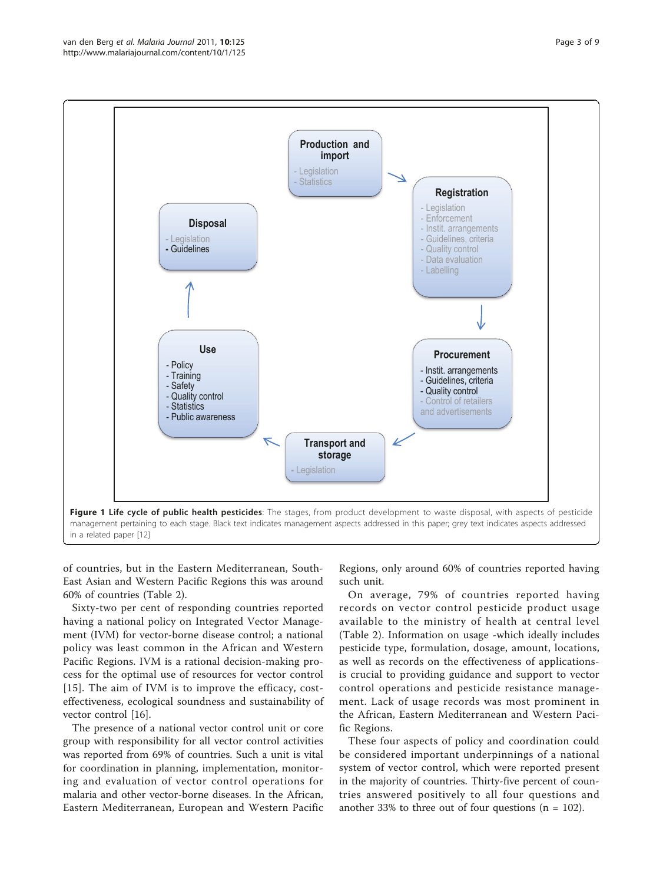**Production and import**
- Legislation
- Statistics

**Registration**
- Legislation
- Enforcement
- Instit. arrangements
- Guidelines, criteria
- Quality control
- Data evaluation
- Labelling

**Procurement**
- Instit. arrangements
- Guidelines, criteria
- Quality control
- Control of retailers and advertisements

**Transport and storage**
- Legislation

**Use**
- Policy
- Training
- Safety
- Quality control
- Statistics
- Public awareness

**Disposal**
- Legislation
- Guidelines

**Figure 1 Life cycle of public health pesticides**: The stages, from product development to waste disposal, with aspects of pesticide management pertaining to each stage. Black text indicates management aspects addressed in this paper; grey text indicates aspects addressed in a related paper [12]

of countries, but in the Eastern Mediterranean, South-East Asian and Western Pacific Regions this was around 60% of countries (Table 2).

Sixty-two per cent of responding countries reported having a national policy on Integrated Vector Management (IVM) for vector-borne disease control; a national policy was least common in the African and Western Pacific Regions. IVM is a rational decision-making process for the optimal use of resources for vector control [15]. The aim of IVM is to improve the efficacy, cost-effectiveness, ecological soundness and sustainability of vector control [16].

The presence of a national vector control unit or core group with responsibility for all vector control activities was reported from 69% of countries. Such a unit is vital for coordination in planning, implementation, monitoring and evaluation of vector control operations for malaria and other vector-borne diseases. In the African, Eastern Mediterranean, European and Western Pacific Regions, only around 60% of countries reported having such unit.

On average, 79% of countries reported having records on vector control pesticide product usage available to the ministry of health at central level (Table 2). Information on usage -which ideally includes pesticide type, formulation, dosage, amount, locations, as well as records on the effectiveness of applications-is crucial to providing guidance and support to vector control operations and pesticide resistance management. Lack of usage records was most prominent in the African, Eastern Mediterranean and Western Pacific Regions.

These four aspects of policy and coordination could be considered important underpinnings of a national system of vector control, which were reported present in the majority of countries. Thirty-five percent of countries answered positively to all four questions and another 33% to three out of four questions (n = 102).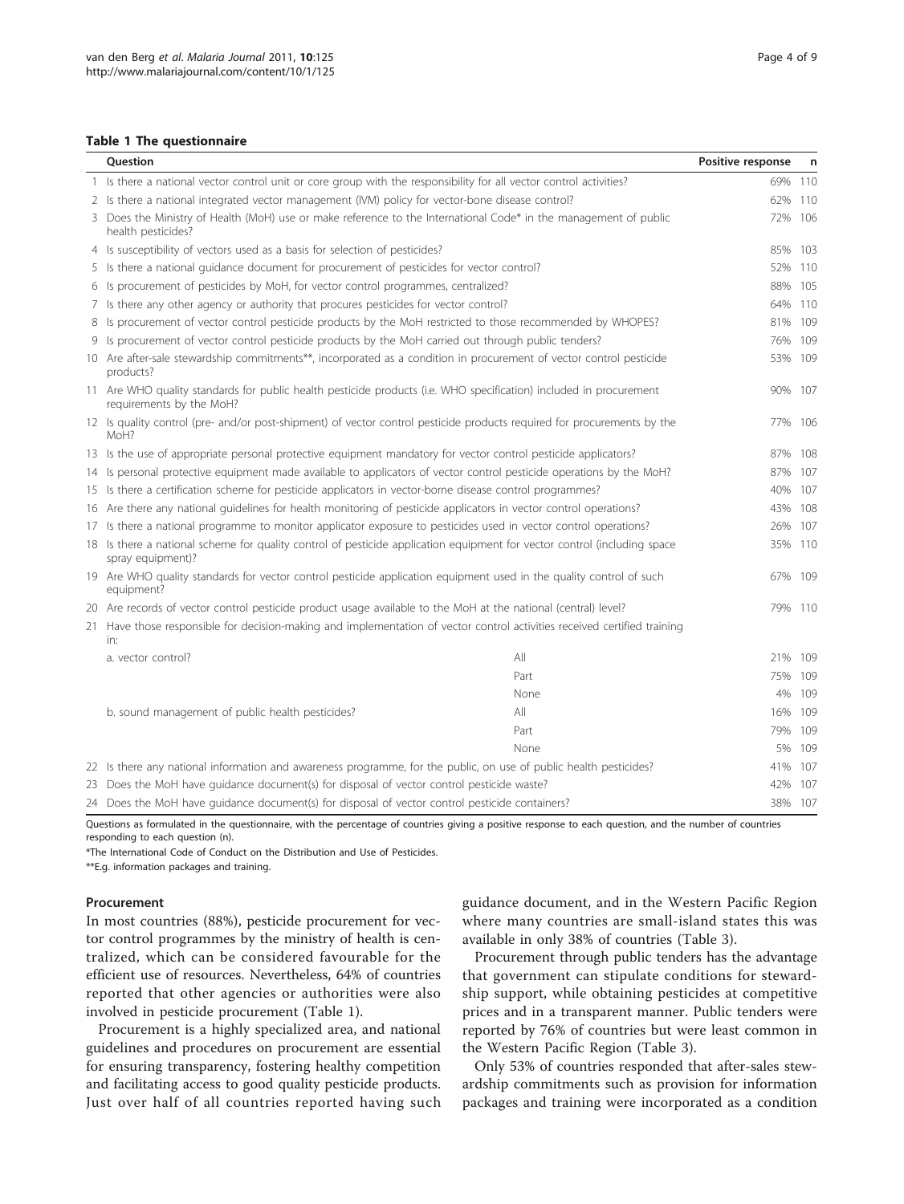**Table 1 The questionnaire**

| | Question | | Positive response | n |
|---|---|---|---|---|
| 1 | Is there a national vector control unit or core group with the responsibility for all vector control activities? | | 69% | 110 |
| 2 | Is there a national integrated vector management (IVM) policy for vector-bone disease control? | | 62% | 110 |
| 3 | Does the Ministry of Health (MoH) use or make reference to the International Code* in the management of public health pesticides? | | 72% | 106 |
| 4 | Is susceptibility of vectors used as a basis for selection of pesticides? | | 85% | 103 |
| 5 | Is there a national guidance document for procurement of pesticides for vector control? | | 52% | 110 |
| 6 | Is procurement of pesticides by MoH, for vector control programmes, centralized? | | 88% | 105 |
| 7 | Is there any other agency or authority that procures pesticides for vector control? | | 64% | 110 |
| 8 | Is procurement of vector control pesticide products by the MoH restricted to those recommended by WHOPES? | | 81% | 109 |
| 9 | Is procurement of vector control pesticide products by the MoH carried out through public tenders? | | 76% | 109 |
| 10 | Are after-sale stewardship commitments**, incorporated as a condition in procurement of vector control pesticide products? | | 53% | 109 |
| 11 | Are WHO quality standards for public health pesticide products (i.e. WHO specification) included in procurement requirements by the MoH? | | 90% | 107 |
| 12 | Is quality control (pre- and/or post-shipment) of vector control pesticide products required for procurements by the MoH? | | 77% | 106 |
| 13 | Is the use of appropriate personal protective equipment mandatory for vector control pesticide applicators? | | 87% | 108 |
| 14 | Is personal protective equipment made available to applicators of vector control pesticide operations by the MoH? | | 87% | 107 |
| 15 | Is there a certification scheme for pesticide applicators in vector-borne disease control programmes? | | 40% | 107 |
| 16 | Are there any national guidelines for health monitoring of pesticide applicators in vector control operations? | | 43% | 108 |
| 17 | Is there a national programme to monitor applicator exposure to pesticides used in vector control operations? | | 26% | 107 |
| 18 | Is there a national scheme for quality control of pesticide application equipment for vector control (including space spray equipment)? | | 35% | 110 |
| 19 | Are WHO quality standards for vector control pesticide application equipment used in the quality control of such equipment? | | 67% | 109 |
| 20 | Are records of vector control pesticide product usage available to the MoH at the national (central) level? | | 79% | 110 |
| 21 | Have those responsible for decision-making and implementation of vector control activities received certified training in: | | | |
| | a. vector control? | All | 21% | 109 |
| | | Part | 75% | 109 |
| | | None | 4% | 109 |
| | b. sound management of public health pesticides? | All | 16% | 109 |
| | | Part | 79% | 109 |
| | | None | 5% | 109 |
| 22 | Is there any national information and awareness programme, for the public, on use of public health pesticides? | | 41% | 107 |
| 23 | Does the MoH have guidance document(s) for disposal of vector control pesticide waste? | | 42% | 107 |
| 24 | Does the MoH have guidance document(s) for disposal of vector control pesticide containers? | | 38% | 107 |

Questions as formulated in the questionnaire, with the percentage of countries giving a positive response to each question, and the number of countries responding to each question (n).

*The International Code of Conduct on the Distribution and Use of Pesticides.

**E.g. information packages and training.

### Procurement

In most countries (88%), pesticide procurement for vector control programmes by the ministry of health is centralized, which can be considered favourable for the efficient use of resources. Nevertheless, 64% of countries reported that other agencies or authorities were also involved in pesticide procurement (Table 1).

Procurement is a highly specialized area, and national guidelines and procedures on procurement are essential for ensuring transparency, fostering healthy competition and facilitating access to good quality pesticide products. Just over half of all countries reported having such guidance document, and in the Western Pacific Region where many countries are small-island states this was available in only 38% of countries (Table 3).

Procurement through public tenders has the advantage that government can stipulate conditions for stewardship support, while obtaining pesticides at competitive prices and in a transparent manner. Public tenders were reported by 76% of countries but were least common in the Western Pacific Region (Table 3).

Only 53% of countries responded that after-sales stewardship commitments such as provision for information packages and training were incorporated as a condition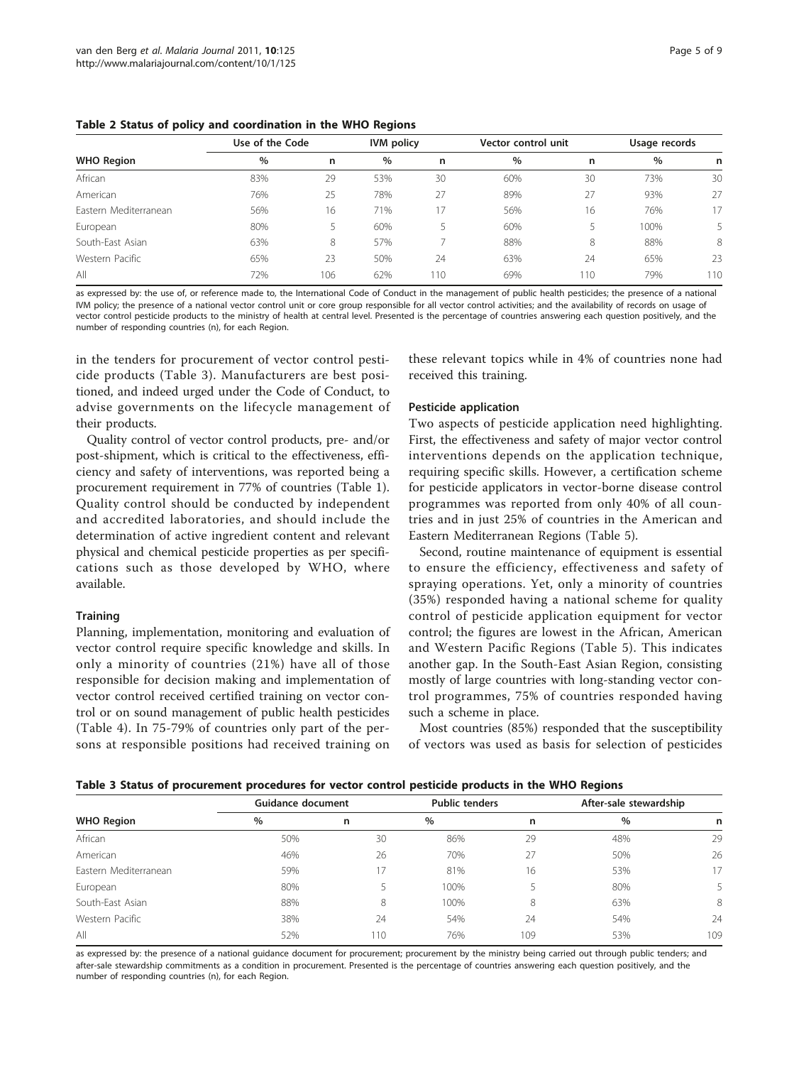**Table 2 Status of policy and coordination in the WHO Regions**

| WHO Region | Use of the Code | | IVM policy | | Vector control unit | | Usage records | |
|---|---|---|---|---|---|---|---|---|
| | % | n | % | n | % | n | % | n |
| African | 83% | 29 | 53% | 30 | 60% | 30 | 73% | 30 |
| American | 76% | 25 | 78% | 27 | 89% | 27 | 93% | 27 |
| Eastern Mediterranean | 56% | 16 | 71% | 17 | 56% | 16 | 76% | 17 |
| European | 80% | 5 | 60% | 5 | 60% | 5 | 100% | 5 |
| South-East Asian | 63% | 8 | 57% | 7 | 88% | 8 | 88% | 8 |
| Western Pacific | 65% | 23 | 50% | 24 | 63% | 24 | 65% | 23 |
| All | 72% | 106 | 62% | 110 | 69% | 110 | 79% | 110 |

as expressed by: the use of, or reference made to, the International Code of Conduct in the management of public health pesticides; the presence of a national IVM policy; the presence of a national vector control unit or core group responsible for all vector control activities; and the availability of records on usage of vector control pesticide products to the ministry of health at central level. Presented is the percentage of countries answering each question positively, and the number of responding countries (n), for each Region.

in the tenders for procurement of vector control pesticide products (Table 3). Manufacturers are best positioned, and indeed urged under the Code of Conduct, to advise governments on the lifecycle management of their products.

Quality control of vector control products, pre- and/or post-shipment, which is critical to the effectiveness, efficiency and safety of interventions, was reported being a procurement requirement in 77% of countries (Table 1). Quality control should be conducted by independent and accredited laboratories, and should include the determination of active ingredient content and relevant physical and chemical pesticide properties as per specifications such as those developed by WHO, where available.

#### Training

Planning, implementation, monitoring and evaluation of vector control require specific knowledge and skills. In only a minority of countries (21%) have all of those responsible for decision making and implementation of vector control received certified training on vector control or on sound management of public health pesticides (Table 4). In 75-79% of countries only part of the persons at responsible positions had received training on these relevant topics while in 4% of countries none had received this training.

#### Pesticide application

Two aspects of pesticide application need highlighting. First, the effectiveness and safety of major vector control interventions depends on the application technique, requiring specific skills. However, a certification scheme for pesticide applicators in vector-borne disease control programmes was reported from only 40% of all countries and in just 25% of countries in the American and Eastern Mediterranean Regions (Table 5).

Second, routine maintenance of equipment is essential to ensure the efficiency, effectiveness and safety of spraying operations. Yet, only a minority of countries (35%) responded having a national scheme for quality control of pesticide application equipment for vector control; the figures are lowest in the African, American and Western Pacific Regions (Table 5). This indicates another gap. In the South-East Asian Region, consisting mostly of large countries with long-standing vector control programmes, 75% of countries responded having such a scheme in place.

Most countries (85%) responded that the susceptibility of vectors was used as basis for selection of pesticides

**Table 3 Status of procurement procedures for vector control pesticide products in the WHO Regions**

| WHO Region | Guidance document | | Public tenders | | After-sale stewardship | |
|---|---|---|---|---|---|---|
| | % | n | % | n | % | n |
| African | 50% | 30 | 86% | 29 | 48% | 29 |
| American | 46% | 26 | 70% | 27 | 50% | 26 |
| Eastern Mediterranean | 59% | 17 | 81% | 16 | 53% | 17 |
| European | 80% | 5 | 100% | 5 | 80% | 5 |
| South-East Asian | 88% | 8 | 100% | 8 | 63% | 8 |
| Western Pacific | 38% | 24 | 54% | 24 | 54% | 24 |
| All | 52% | 110 | 76% | 109 | 53% | 109 |

as expressed by: the presence of a national guidance document for procurement; procurement by the ministry being carried out through public tenders; and after-sale stewardship commitments as a condition in procurement. Presented is the percentage of countries answering each question positively, and the number of responding countries (n), for each Region.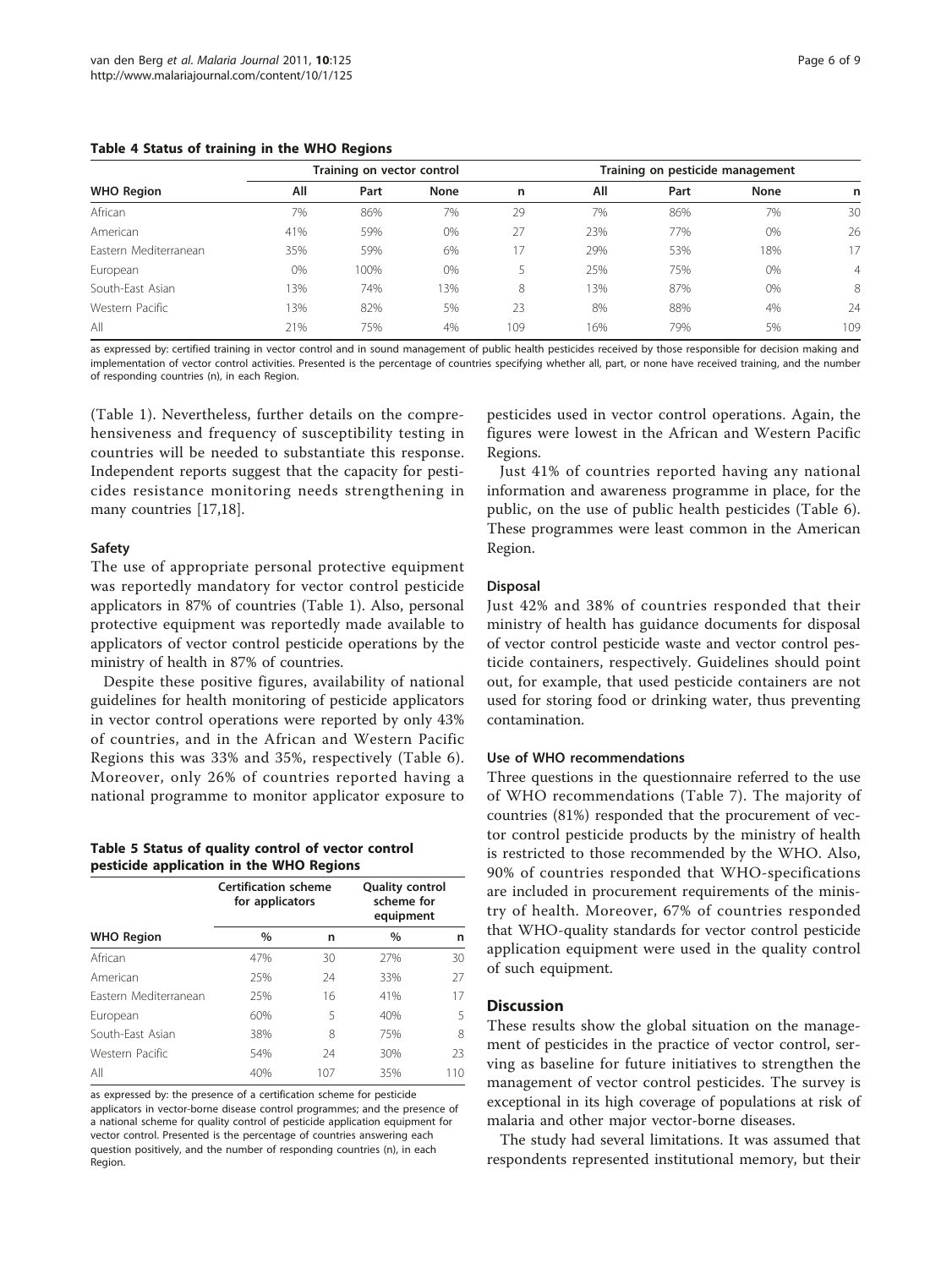**Table 4 Status of training in the WHO Regions**

| WHO Region | Training on vector control | | | | Training on pesticide management | | | |
|---|---|---|---|---|---|---|---|---|
| | All | Part | None | n | All | Part | None | n |
| African | 7% | 86% | 7% | 29 | 7% | 86% | 7% | 30 |
| American | 41% | 59% | 0% | 27 | 23% | 77% | 0% | 26 |
| Eastern Mediterranean | 35% | 59% | 6% | 17 | 29% | 53% | 18% | 17 |
| European | 0% | 100% | 0% | 5 | 25% | 75% | 0% | 4 |
| South-East Asian | 13% | 74% | 13% | 8 | 13% | 87% | 0% | 8 |
| Western Pacific | 13% | 82% | 5% | 23 | 8% | 88% | 4% | 24 |
| All | 21% | 75% | 4% | 109 | 16% | 79% | 5% | 109 |

as expressed by: certified training in vector control and in sound management of public health pesticides received by those responsible for decision making and implementation of vector control activities. Presented is the percentage of countries specifying whether all, part, or none have received training, and the number of responding countries (n), in each Region.

(Table 1). Nevertheless, further details on the comprehensiveness and frequency of susceptibility testing in countries will be needed to substantiate this response. Independent reports suggest that the capacity for pesticides resistance monitoring needs strengthening in many countries [17,18].

### Safety

The use of appropriate personal protective equipment was reportedly mandatory for vector control pesticide applicators in 87% of countries (Table 1). Also, personal protective equipment was reportedly made available to applicators of vector control pesticide operations by the ministry of health in 87% of countries.

Despite these positive figures, availability of national guidelines for health monitoring of pesticide applicators in vector control operations were reported by only 43% of countries, and in the African and Western Pacific Regions this was 33% and 35%, respectively (Table 6). Moreover, only 26% of countries reported having a national programme to monitor applicator exposure to pesticides used in vector control operations. Again, the figures were lowest in the African and Western Pacific Regions.

Just 41% of countries reported having any national information and awareness programme in place, for the public, on the use of public health pesticides (Table 6). These programmes were least common in the American Region.

**Table 5 Status of quality control of vector control pesticide application in the WHO Regions**

| WHO Region | Certification scheme for applicators | | Quality control scheme for equipment | |
|---|---|---|---|---|
| | % | n | % | n |
| African | 47% | 30 | 27% | 30 |
| American | 25% | 24 | 33% | 27 |
| Eastern Mediterranean | 25% | 16 | 41% | 17 |
| European | 60% | 5 | 40% | 5 |
| South-East Asian | 38% | 8 | 75% | 8 |
| Western Pacific | 54% | 24 | 30% | 23 |
| All | 40% | 107 | 35% | 110 |

as expressed by: the presence of a certification scheme for pesticide applicators in vector-borne disease control programmes; and the presence of a national scheme for quality control of pesticide application equipment for vector control. Presented is the percentage of countries answering each question positively, and the number of responding countries (n), in each Region.

### Disposal

Just 42% and 38% of countries responded that their ministry of health has guidance documents for disposal of vector control pesticide waste and vector control pesticide containers, respectively. Guidelines should point out, for example, that used pesticide containers are not used for storing food or drinking water, thus preventing contamination.

### Use of WHO recommendations

Three questions in the questionnaire referred to the use of WHO recommendations (Table 7). The majority of countries (81%) responded that the procurement of vector control pesticide products by the ministry of health is restricted to those recommended by the WHO. Also, 90% of countries responded that WHO-specifications are included in procurement requirements of the ministry of health. Moreover, 67% of countries responded that WHO-quality standards for vector control pesticide application equipment were used in the quality control of such equipment.

## Discussion

These results show the global situation on the management of pesticides in the practice of vector control, serving as baseline for future initiatives to strengthen the management of vector control pesticides. The survey is exceptional in its high coverage of populations at risk of malaria and other major vector-borne diseases.

The study had several limitations. It was assumed that respondents represented institutional memory, but their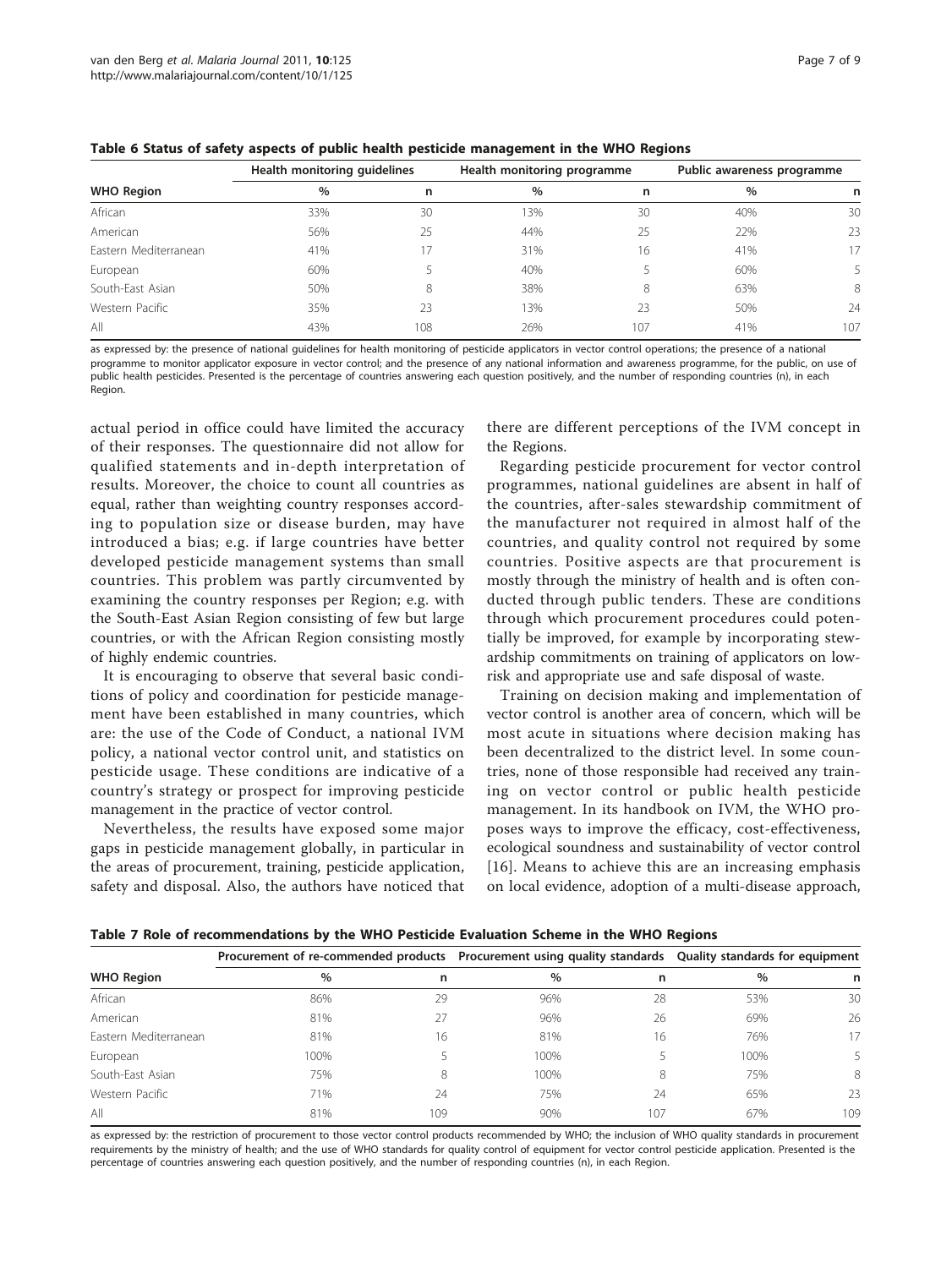**Table 6 Status of safety aspects of public health pesticide management in the WHO Regions**

| WHO Region | Health monitoring guidelines | | Health monitoring programme | | Public awareness programme | |
|---|---|---|---|---|---|---|
| | % | n | % | n | % | n |
| African | 33% | 30 | 13% | 30 | 40% | 30 |
| American | 56% | 25 | 44% | 25 | 22% | 23 |
| Eastern Mediterranean | 41% | 17 | 31% | 16 | 41% | 17 |
| European | 60% | 5 | 40% | 5 | 60% | 5 |
| South-East Asian | 50% | 8 | 38% | 8 | 63% | 8 |
| Western Pacific | 35% | 23 | 13% | 23 | 50% | 24 |
| All | 43% | 108 | 26% | 107 | 41% | 107 |

as expressed by: the presence of national guidelines for health monitoring of pesticide applicators in vector control operations; the presence of a national programme to monitor applicator exposure in vector control; and the presence of any national information and awareness programme, for the public, on use of public health pesticides. Presented is the percentage of countries answering each question positively, and the number of responding countries (n), in each Region.

actual period in office could have limited the accuracy of their responses. The questionnaire did not allow for qualified statements and in-depth interpretation of results. Moreover, the choice to count all countries as equal, rather than weighting country responses according to population size or disease burden, may have introduced a bias; e.g. if large countries have better developed pesticide management systems than small countries. This problem was partly circumvented by examining the country responses per Region; e.g. with the South-East Asian Region consisting of few but large countries, or with the African Region consisting mostly of highly endemic countries.

It is encouraging to observe that several basic conditions of policy and coordination for pesticide management have been established in many countries, which are: the use of the Code of Conduct, a national IVM policy, a national vector control unit, and statistics on pesticide usage. These conditions are indicative of a country's strategy or prospect for improving pesticide management in the practice of vector control.

Nevertheless, the results have exposed some major gaps in pesticide management globally, in particular in the areas of procurement, training, pesticide application, safety and disposal. Also, the authors have noticed that there are different perceptions of the IVM concept in the Regions.

Regarding pesticide procurement for vector control programmes, national guidelines are absent in half of the countries, after-sales stewardship commitment of the manufacturer not required in almost half of the countries, and quality control not required by some countries. Positive aspects are that procurement is mostly through the ministry of health and is often conducted through public tenders. These are conditions through which procurement procedures could potentially be improved, for example by incorporating stewardship commitments on training of applicators on low-risk and appropriate use and safe disposal of waste.

Training on decision making and implementation of vector control is another area of concern, which will be most acute in situations where decision making has been decentralized to the district level. In some countries, none of those responsible had received any training on vector control or public health pesticide management. In its handbook on IVM, the WHO proposes ways to improve the efficacy, cost-effectiveness, ecological soundness and sustainability of vector control [16]. Means to achieve this are an increasing emphasis on local evidence, adoption of a multi-disease approach,

**Table 7 Role of recommendations by the WHO Pesticide Evaluation Scheme in the WHO Regions**

| WHO Region | Procurement of re-commended products | | Procurement using quality standards | | Quality standards for equipment | |
|---|---|---|---|---|---|---|
| | % | n | % | n | % | n |
| African | 86% | 29 | 96% | 28 | 53% | 30 |
| American | 81% | 27 | 96% | 26 | 69% | 26 |
| Eastern Mediterranean | 81% | 16 | 81% | 16 | 76% | 17 |
| European | 100% | 5 | 100% | 5 | 100% | 5 |
| South-East Asian | 75% | 8 | 100% | 8 | 75% | 8 |
| Western Pacific | 71% | 24 | 75% | 24 | 65% | 23 |
| All | 81% | 109 | 90% | 107 | 67% | 109 |

as expressed by: the restriction of procurement to those vector control products recommended by WHO; the inclusion of WHO quality standards in procurement requirements by the ministry of health; and the use of WHO standards for quality control of equipment for vector control pesticide application. Presented is the percentage of countries answering each question positively, and the number of responding countries (n), in each Region.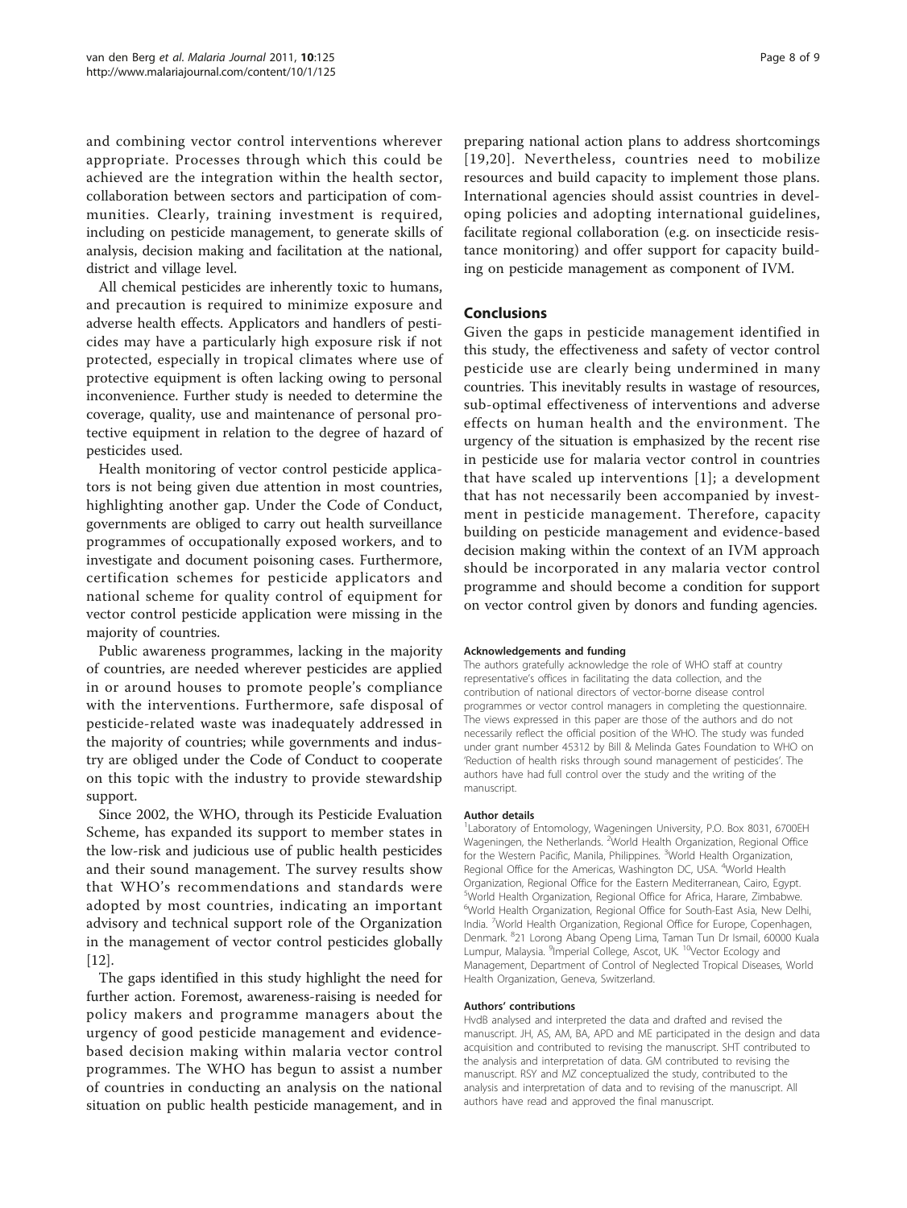and combining vector control interventions wherever appropriate. Processes through which this could be achieved are the integration within the health sector, collaboration between sectors and participation of communities. Clearly, training investment is required, including on pesticide management, to generate skills of analysis, decision making and facilitation at the national, district and village level.

All chemical pesticides are inherently toxic to humans, and precaution is required to minimize exposure and adverse health effects. Applicators and handlers of pesticides may have a particularly high exposure risk if not protected, especially in tropical climates where use of protective equipment is often lacking owing to personal inconvenience. Further study is needed to determine the coverage, quality, use and maintenance of personal protective equipment in relation to the degree of hazard of pesticides used.

Health monitoring of vector control pesticide applicators is not being given due attention in most countries, highlighting another gap. Under the Code of Conduct, governments are obliged to carry out health surveillance programmes of occupationally exposed workers, and to investigate and document poisoning cases. Furthermore, certification schemes for pesticide applicators and national scheme for quality control of equipment for vector control pesticide application were missing in the majority of countries.

Public awareness programmes, lacking in the majority of countries, are needed wherever pesticides are applied in or around houses to promote people's compliance with the interventions. Furthermore, safe disposal of pesticide-related waste was inadequately addressed in the majority of countries; while governments and industry are obliged under the Code of Conduct to cooperate on this topic with the industry to provide stewardship support.

Since 2002, the WHO, through its Pesticide Evaluation Scheme, has expanded its support to member states in the low-risk and judicious use of public health pesticides and their sound management. The survey results show that WHO's recommendations and standards were adopted by most countries, indicating an important advisory and technical support role of the Organization in the management of vector control pesticides globally [12].

The gaps identified in this study highlight the need for further action. Foremost, awareness-raising is needed for policy makers and programme managers about the urgency of good pesticide management and evidence-based decision making within malaria vector control programmes. The WHO has begun to assist a number of countries in conducting an analysis on the national situation on public health pesticide management, and in preparing national action plans to address shortcomings [19,20]. Nevertheless, countries need to mobilize resources and build capacity to implement those plans. International agencies should assist countries in developing policies and adopting international guidelines, facilitate regional collaboration (e.g. on insecticide resistance monitoring) and offer support for capacity building on pesticide management as component of IVM.

## Conclusions

Given the gaps in pesticide management identified in this study, the effectiveness and safety of vector control pesticide use are clearly being undermined in many countries. This inevitably results in wastage of resources, sub-optimal effectiveness of interventions and adverse effects on human health and the environment. The urgency of the situation is emphasized by the recent rise in pesticide use for malaria vector control in countries that have scaled up interventions [1]; a development that has not necessarily been accompanied by investment in pesticide management. Therefore, capacity building on pesticide management and evidence-based decision making within the context of an IVM approach should be incorporated in any malaria vector control programme and should become a condition for support on vector control given by donors and funding agencies.

#### Acknowledgements and funding

The authors gratefully acknowledge the role of WHO staff at country representative's offices in facilitating the data collection, and the contribution of national directors of vector-borne disease control programmes or vector control managers in completing the questionnaire. The views expressed in this paper are those of the authors and do not necessarily reflect the official position of the WHO. The study was funded under grant number 45312 by Bill & Melinda Gates Foundation to WHO on 'Reduction of health risks through sound management of pesticides'. The authors have had full control over the study and the writing of the manuscript.

#### Author details

[1]Laboratory of Entomology, Wageningen University, P.O. Box 8031, 6700EH Wageningen, the Netherlands. [2]World Health Organization, Regional Office for the Western Pacific, Manila, Philippines. [3]World Health Organization, Regional Office for the Americas, Washington DC, USA. [4]World Health Organization, Regional Office for the Eastern Mediterranean, Cairo, Egypt. [5]World Health Organization, Regional Office for Africa, Harare, Zimbabwe. [6]World Health Organization, Regional Office for South-East Asia, New Delhi, India. [7]World Health Organization, Regional Office for Europe, Copenhagen, Denmark. [8]21 Lorong Abang Openg Lima, Taman Tun Dr Ismail, 60000 Kuala Lumpur, Malaysia. [9]Imperial College, Ascot, UK. [10]Vector Ecology and Management, Department of Control of Neglected Tropical Diseases, World Health Organization, Geneva, Switzerland.

#### Authors' contributions

HvdB analysed and interpreted the data and drafted and revised the manuscript. JH, AS, AM, BA, APD and ME participated in the design and data acquisition and contributed to revising the manuscript. SHT contributed to the analysis and interpretation of data. GM contributed to revising the manuscript. RSY and MZ conceptualized the study, contributed to the analysis and interpretation of data and to revising of the manuscript. All authors have read and approved the final manuscript.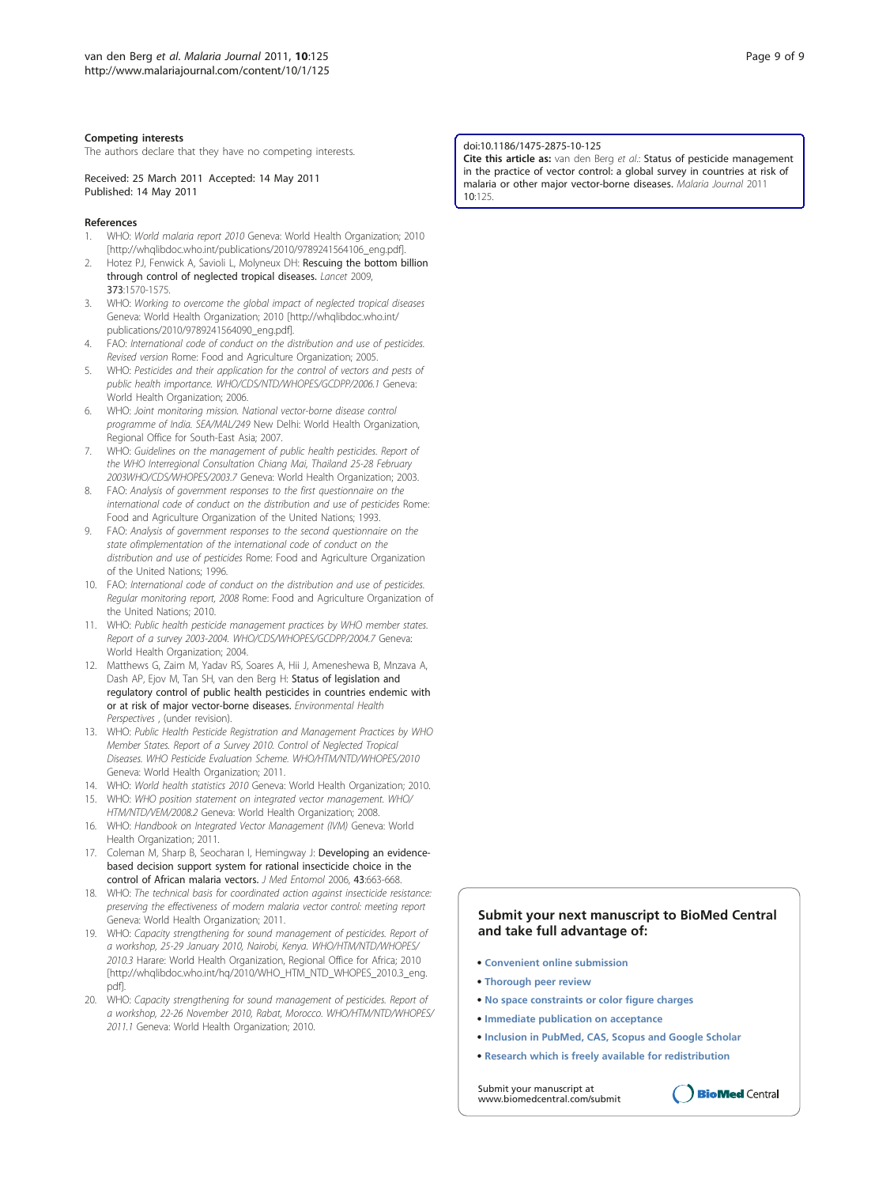### Competing interests

The authors declare that they have no competing interests.

Received: 25 March 2011 Accepted: 14 May 2011
Published: 14 May 2011

### References

1. WHO: *World malaria report 2010* Geneva: World Health Organization; 2010 [http://whqlibdoc.who.int/publications/2010/9789241564106_eng.pdf].
2. Hotez PJ, Fenwick A, Savioli L, Molyneux DH: **Rescuing the bottom billion through control of neglected tropical diseases.** *Lancet* 2009, **373**:1570-1575.
3. WHO: *Working to overcome the global impact of neglected tropical diseases* Geneva: World Health Organization; 2010 [http://whqlibdoc.who.int/publications/2010/9789241564090_eng.pdf].
4. FAO: *International code of conduct on the distribution and use of pesticides. Revised version* Rome: Food and Agriculture Organization; 2005.
5. WHO: *Pesticides and their application for the control of vectors and pests of public health importance. WHO/CDS/NTD/WHOPES/GCDPP/2006.1* Geneva: World Health Organization; 2006.
6. WHO: *Joint monitoring mission. National vector-borne disease control programme of India. SEA/MAL/249* New Delhi: World Health Organization, Regional Office for South-East Asia; 2007.
7. WHO: *Guidelines on the management of public health pesticides. Report of the WHO Interregional Consultation Chiang Mai, Thailand 25-28 February 2003WHO/CDS/WHOPES/2003.7* Geneva: World Health Organization; 2003.
8. FAO: *Analysis of government responses to the first questionnaire on the international code of conduct on the distribution and use of pesticides* Rome: Food and Agriculture Organization of the United Nations; 1993.
9. FAO: *Analysis of government responses to the second questionnaire on the state ofimplementation of the international code of conduct on the distribution and use of pesticides* Rome: Food and Agriculture Organization of the United Nations; 1996.
10. FAO: *International code of conduct on the distribution and use of pesticides. Regular monitoring report, 2008* Rome: Food and Agriculture Organization of the United Nations; 2010.
11. WHO: *Public health pesticide management practices by WHO member states. Report of a survey 2003-2004. WHO/CDS/WHOPES/GCDPP/2004.7* Geneva: World Health Organization; 2004.
12. Matthews G, Zaim M, Yadav RS, Soares A, Hii J, Ameneshewa B, Mnzava A, Dash AP, Ejov M, Tan SH, van den Berg H: **Status of legislation and regulatory control of public health pesticides in countries endemic with or at risk of major vector-borne diseases.** *Environmental Health Perspectives* , (under revision).
13. WHO: *Public Health Pesticide Registration and Management Practices by WHO Member States. Report of a Survey 2010. Control of Neglected Tropical Diseases. WHO Pesticide Evaluation Scheme. WHO/HTM/NTD/WHOPES/2010* Geneva: World Health Organization; 2011.
14. WHO: *World health statistics 2010* Geneva: World Health Organization; 2010.
15. WHO: *WHO position statement on integrated vector management. WHO/HTM/NTD/VEM/2008.2* Geneva: World Health Organization; 2008.
16. WHO: *Handbook on Integrated Vector Management (IVM)* Geneva: World Health Organization; 2011.
17. Coleman M, Sharp B, Seocharan I, Hemingway J: **Developing an evidence-based decision support system for rational insecticide choice in the control of African malaria vectors.** *J Med Entomol* 2006, **43**:663-668.
18. WHO: *The technical basis for coordinated action against insecticide resistance: preserving the effectiveness of modern malaria vector control: meeting report* Geneva: World Health Organization; 2011.
19. WHO: *Capacity strengthening for sound management of pesticides. Report of a workshop, 25-29 January 2010, Nairobi, Kenya. WHO/HTM/NTD/WHOPES/2010.3* Harare: World Health Organization, Regional Office for Africa; 2010 [http://whqlibdoc.who.int/hq/2010/WHO_HTM_NTD_WHOPES_2010.3_eng.pdf].
20. WHO: *Capacity strengthening for sound management of pesticides. Report of a workshop, 22-26 November 2010, Rabat, Morocco. WHO/HTM/NTD/WHOPES/2011.1* Geneva: World Health Organization; 2010.

doi:10.1186/1475-2875-10-125

**Cite this article as:** van den Berg *et al.*: Status of pesticide management in the practice of vector control: a global survey in countries at risk of malaria or other major vector-borne diseases. *Malaria Journal* 2011 **10**:125.

**Submit your next manuscript to BioMed Central and take full advantage of:**

- **Convenient online submission**
- **Thorough peer review**
- **No space constraints or color figure charges**
- **Immediate publication on acceptance**
- **Inclusion in PubMed, CAS, Scopus and Google Scholar**
- **Research which is freely available for redistribution**

Submit your manuscript at
www.biomedcentral.com/submit

BioMed Central